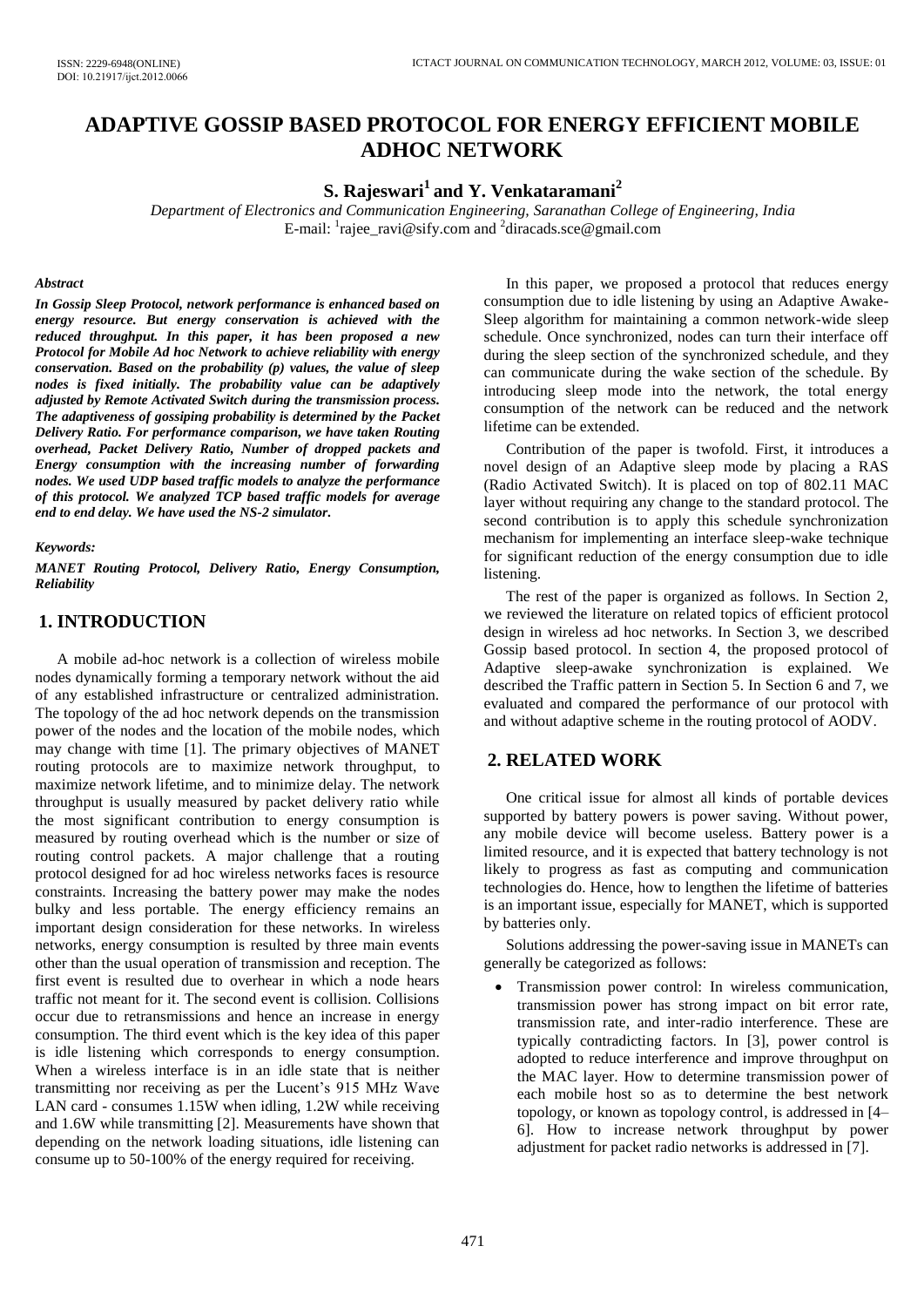# ADAPTIVE GOSSIP BASED PROTOCOL FOR ENERGY EFFICIENT MOBILE ADHOC NETWORK

**S. Rajeswari[1] and Y. Venkataramani[2]**

*Department of Electronics and Communication Engineering, Saranathan College of Engineering, India*
E-mail: [1]rajee_ravi@sify.com and [2]diracads.sce@gmail.com

***Abstract***

***In Gossip Sleep Protocol, network performance is enhanced based on energy resource. But energy conservation is achieved with the reduced throughput. In this paper, it has been proposed a new Protocol for Mobile Ad hoc Network to achieve reliability with energy conservation. Based on the probability (p) values, the value of sleep nodes is fixed initially. The probability value can be adaptively adjusted by Remote Activated Switch during the transmission process. The adaptiveness of gossiping probability is determined by the Packet Delivery Ratio. For performance comparison, we have taken Routing overhead, Packet Delivery Ratio, Number of dropped packets and Energy consumption with the increasing number of forwarding nodes. We used UDP based traffic models to analyze the performance of this protocol. We analyzed TCP based traffic models for average end to end delay. We have used the NS-2 simulator.***

***Keywords:***

***MANET Routing Protocol, Delivery Ratio, Energy Consumption, Reliability***

## 1. INTRODUCTION

A mobile ad-hoc network is a collection of wireless mobile nodes dynamically forming a temporary network without the aid of any established infrastructure or centralized administration. The topology of the ad hoc network depends on the transmission power of the nodes and the location of the mobile nodes, which may change with time [1]. The primary objectives of MANET routing protocols are to maximize network throughput, to maximize network lifetime, and to minimize delay. The network throughput is usually measured by packet delivery ratio while the most significant contribution to energy consumption is measured by routing overhead which is the number or size of routing control packets. A major challenge that a routing protocol designed for ad hoc wireless networks faces is resource constraints. Increasing the battery power may make the nodes bulky and less portable. The energy efficiency remains an important design consideration for these networks. In wireless networks, energy consumption is resulted by three main events other than the usual operation of transmission and reception. The first event is resulted due to overhear in which a node hears traffic not meant for it. The second event is collision. Collisions occur due to retransmissions and hence an increase in energy consumption. The third event which is the key idea of this paper is idle listening which corresponds to energy consumption. When a wireless interface is in an idle state that is neither transmitting nor receiving as per the Lucent's 915 MHz Wave LAN card - consumes 1.15W when idling, 1.2W while receiving and 1.6W while transmitting [2]. Measurements have shown that depending on the network loading situations, idle listening can consume up to 50-100% of the energy required for receiving.

In this paper, we proposed a protocol that reduces energy consumption due to idle listening by using an Adaptive Awake-Sleep algorithm for maintaining a common network-wide sleep schedule. Once synchronized, nodes can turn their interface off during the sleep section of the synchronized schedule, and they can communicate during the wake section of the schedule. By introducing sleep mode into the network, the total energy consumption of the network can be reduced and the network lifetime can be extended.

Contribution of the paper is twofold. First, it introduces a novel design of an Adaptive sleep mode by placing a RAS (Radio Activated Switch). It is placed on top of 802.11 MAC layer without requiring any change to the standard protocol. The second contribution is to apply this schedule synchronization mechanism for implementing an interface sleep-wake technique for significant reduction of the energy consumption due to idle listening.

The rest of the paper is organized as follows. In Section 2, we reviewed the literature on related topics of efficient protocol design in wireless ad hoc networks. In Section 3, we described Gossip based protocol. In section 4, the proposed protocol of Adaptive sleep-awake synchronization is explained. We described the Traffic pattern in Section 5. In Section 6 and 7, we evaluated and compared the performance of our protocol with and without adaptive scheme in the routing protocol of AODV.

## 2. RELATED WORK

One critical issue for almost all kinds of portable devices supported by battery powers is power saving. Without power, any mobile device will become useless. Battery power is a limited resource, and it is expected that battery technology is not likely to progress as fast as computing and communication technologies do. Hence, how to lengthen the lifetime of batteries is an important issue, especially for MANET, which is supported by batteries only.

Solutions addressing the power-saving issue in MANETs can generally be categorized as follows:

- Transmission power control: In wireless communication, transmission power has strong impact on bit error rate, transmission rate, and inter-radio interference. These are typically contradicting factors. In [3], power control is adopted to reduce interference and improve throughput on the MAC layer. How to determine transmission power of each mobile host so as to determine the best network topology, or known as topology control, is addressed in [4–6]. How to increase network throughput by power adjustment for packet radio networks is addressed in [7].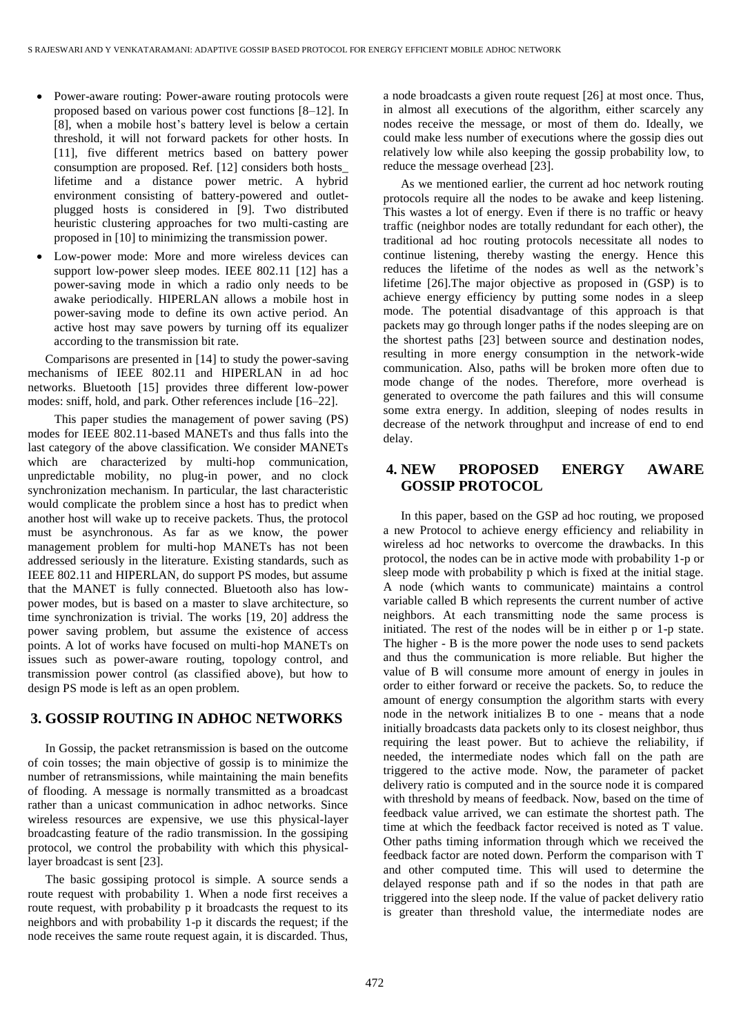- Power-aware routing: Power-aware routing protocols were proposed based on various power cost functions [8–12]. In [8], when a mobile host's battery level is below a certain threshold, it will not forward packets for other hosts. In [11], five different metrics based on battery power consumption are proposed. Ref. [12] considers both hosts_ lifetime and a distance power metric. A hybrid environment consisting of battery-powered and outlet-plugged hosts is considered in [9]. Two distributed heuristic clustering approaches for two multi-casting are proposed in [10] to minimizing the transmission power.
- Low-power mode: More and more wireless devices can support low-power sleep modes. IEEE 802.11 [12] has a power-saving mode in which a radio only needs to be awake periodically. HIPERLAN allows a mobile host in power-saving mode to define its own active period. An active host may save powers by turning off its equalizer according to the transmission bit rate.

Comparisons are presented in [14] to study the power-saving mechanisms of IEEE 802.11 and HIPERLAN in ad hoc networks. Bluetooth [15] provides three different low-power modes: sniff, hold, and park. Other references include [16–22].

This paper studies the management of power saving (PS) modes for IEEE 802.11-based MANETs and thus falls into the last category of the above classification. We consider MANETs which are characterized by multi-hop communication, unpredictable mobility, no plug-in power, and no clock synchronization mechanism. In particular, the last characteristic would complicate the problem since a host has to predict when another host will wake up to receive packets. Thus, the protocol must be asynchronous. As far as we know, the power management problem for multi-hop MANETs has not been addressed seriously in the literature. Existing standards, such as IEEE 802.11 and HIPERLAN, do support PS modes, but assume that the MANET is fully connected. Bluetooth also has low-power modes, but is based on a master to slave architecture, so time synchronization is trivial. The works [19, 20] address the power saving problem, but assume the existence of access points. A lot of works have focused on multi-hop MANETs on issues such as power-aware routing, topology control, and transmission power control (as classified above), but how to design PS mode is left as an open problem.

## 3. GOSSIP ROUTING IN ADHOC NETWORKS

In Gossip, the packet retransmission is based on the outcome of coin tosses; the main objective of gossip is to minimize the number of retransmissions, while maintaining the main benefits of flooding. A message is normally transmitted as a broadcast rather than a unicast communication in adhoc networks. Since wireless resources are expensive, we use this physical-layer broadcasting feature of the radio transmission. In the gossiping protocol, we control the probability with which this physical-layer broadcast is sent [23].

The basic gossiping protocol is simple. A source sends a route request with probability 1. When a node first receives a route request, with probability p it broadcasts the request to its neighbors and with probability 1-p it discards the request; if the node receives the same route request again, it is discarded. Thus, a node broadcasts a given route request [26] at most once. Thus, in almost all executions of the algorithm, either scarcely any nodes receive the message, or most of them do. Ideally, we could make less number of executions where the gossip dies out relatively low while also keeping the gossip probability low, to reduce the message overhead [23].

As we mentioned earlier, the current ad hoc network routing protocols require all the nodes to be awake and keep listening. This wastes a lot of energy. Even if there is no traffic or heavy traffic (neighbor nodes are totally redundant for each other), the traditional ad hoc routing protocols necessitate all nodes to continue listening, thereby wasting the energy. Hence this reduces the lifetime of the nodes as well as the network's lifetime [26].The major objective as proposed in (GSP) is to achieve energy efficiency by putting some nodes in a sleep mode. The potential disadvantage of this approach is that packets may go through longer paths if the nodes sleeping are on the shortest paths [23] between source and destination nodes, resulting in more energy consumption in the network-wide communication. Also, paths will be broken more often due to mode change of the nodes. Therefore, more overhead is generated to overcome the path failures and this will consume some extra energy. In addition, sleeping of nodes results in decrease of the network throughput and increase of end to end delay.

## 4. NEW PROPOSED ENERGY AWARE GOSSIP PROTOCOL

In this paper, based on the GSP ad hoc routing, we proposed a new Protocol to achieve energy efficiency and reliability in wireless ad hoc networks to overcome the drawbacks. In this protocol, the nodes can be in active mode with probability 1-p or sleep mode with probability p which is fixed at the initial stage. A node (which wants to communicate) maintains a control variable called B which represents the current number of active neighbors. At each transmitting node the same process is initiated. The rest of the nodes will be in either p or 1-p state. The higher - B is the more power the node uses to send packets and thus the communication is more reliable. But higher the value of B will consume more amount of energy in joules in order to either forward or receive the packets. So, to reduce the amount of energy consumption the algorithm starts with every node in the network initializes B to one - means that a node initially broadcasts data packets only to its closest neighbor, thus requiring the least power. But to achieve the reliability, if needed, the intermediate nodes which fall on the path are triggered to the active mode. Now, the parameter of packet delivery ratio is computed and in the source node it is compared with threshold by means of feedback. Now, based on the time of feedback value arrived, we can estimate the shortest path. The time at which the feedback factor received is noted as T value. Other paths timing information through which we received the feedback factor are noted down. Perform the comparison with T and other computed time. This will used to determine the delayed response path and if so the nodes in that path are triggered into the sleep node. If the value of packet delivery ratio is greater than threshold value, the intermediate nodes are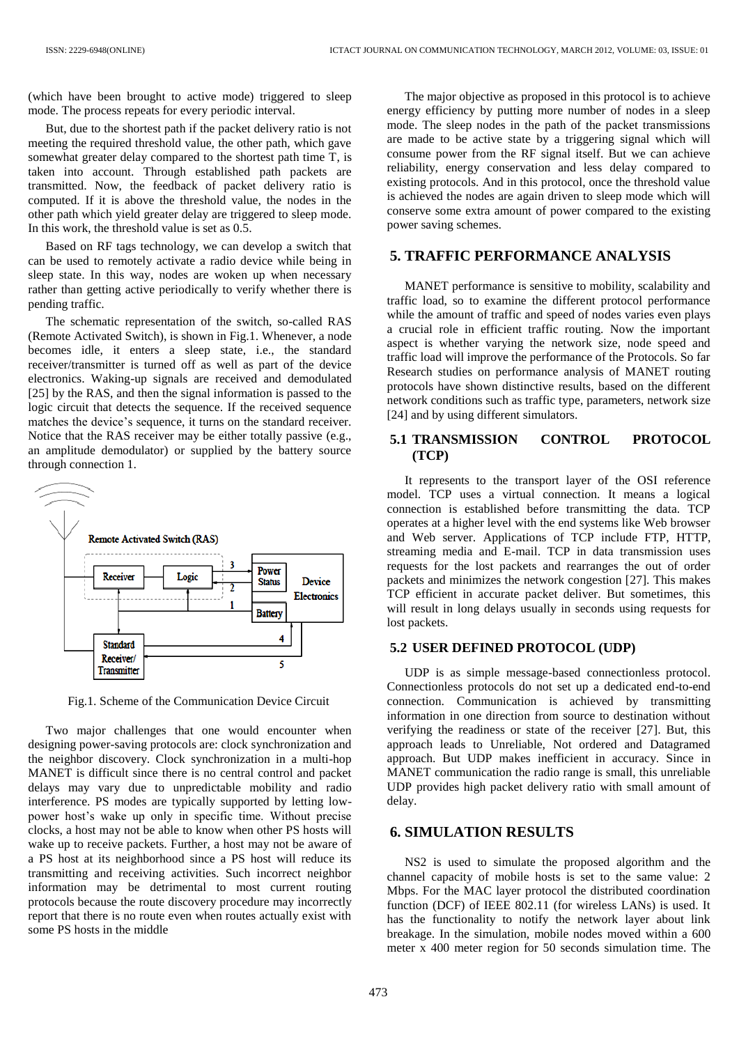(which have been brought to active mode) triggered to sleep mode. The process repeats for every periodic interval.

But, due to the shortest path if the packet delivery ratio is not meeting the required threshold value, the other path, which gave somewhat greater delay compared to the shortest path time T, is taken into account. Through established path packets are transmitted. Now, the feedback of packet delivery ratio is computed. If it is above the threshold value, the nodes in the other path which yield greater delay are triggered to sleep mode. In this work, the threshold value is set as 0.5.

Based on RF tags technology, we can develop a switch that can be used to remotely activate a radio device while being in sleep state. In this way, nodes are woken up when necessary rather than getting active periodically to verify whether there is pending traffic.

The schematic representation of the switch, so-called RAS (Remote Activated Switch), is shown in Fig.1. Whenever, a node becomes idle, it enters a sleep state, i.e., the standard receiver/transmitter is turned off as well as part of the device electronics. Waking-up signals are received and demodulated [25] by the RAS, and then the signal information is passed to the logic circuit that detects the sequence. If the received sequence matches the device's sequence, it turns on the standard receiver. Notice that the RAS receiver may be either totally passive (e.g., an amplitude demodulator) or supplied by the battery source through connection 1.

Fig.1. Scheme of the Communication Device Circuit

Two major challenges that one would encounter when designing power-saving protocols are: clock synchronization and the neighbor discovery. Clock synchronization in a multi-hop MANET is difficult since there is no central control and packet delays may vary due to unpredictable mobility and radio interference. PS modes are typically supported by letting low-power host's wake up only in specific time. Without precise clocks, a host may not be able to know when other PS hosts will wake up to receive packets. Further, a host may not be aware of a PS host at its neighborhood since a PS host will reduce its transmitting and receiving activities. Such incorrect neighbor information may be detrimental to most current routing protocols because the route discovery procedure may incorrectly report that there is no route even when routes actually exist with some PS hosts in the middle

The major objective as proposed in this protocol is to achieve energy efficiency by putting more number of nodes in a sleep mode. The sleep nodes in the path of the packet transmissions are made to be active state by a triggering signal which will consume power from the RF signal itself. But we can achieve reliability, energy conservation and less delay compared to existing protocols. And in this protocol, once the threshold value is achieved the nodes are again driven to sleep mode which will conserve some extra amount of power compared to the existing power saving schemes.

## 5. TRAFFIC PERFORMANCE ANALYSIS

MANET performance is sensitive to mobility, scalability and traffic load, so to examine the different protocol performance while the amount of traffic and speed of nodes varies even plays a crucial role in efficient traffic routing. Now the important aspect is whether varying the network size, node speed and traffic load will improve the performance of the Protocols. So far Research studies on performance analysis of MANET routing protocols have shown distinctive results, based on the different network conditions such as traffic type, parameters, network size [24] and by using different simulators.

### 5.1 TRANSMISSION CONTROL PROTOCOL (TCP)

It represents to the transport layer of the OSI reference model. TCP uses a virtual connection. It means a logical connection is established before transmitting the data. TCP operates at a higher level with the end systems like Web browser and Web server. Applications of TCP include FTP, HTTP, streaming media and E-mail. TCP in data transmission uses requests for the lost packets and rearranges the out of order packets and minimizes the network congestion [27]. This makes TCP efficient in accurate packet deliver. But sometimes, this will result in long delays usually in seconds using requests for lost packets.

### 5.2 USER DEFINED PROTOCOL (UDP)

UDP is as simple message-based connectionless protocol. Connectionless protocols do not set up a dedicated end-to-end connection. Communication is achieved by transmitting information in one direction from source to destination without verifying the readiness or state of the receiver [27]. But, this approach leads to Unreliable, Not ordered and Datagramed approach. But UDP makes inefficient in accuracy. Since in MANET communication the radio range is small, this unreliable UDP provides high packet delivery ratio with small amount of delay.

## 6. SIMULATION RESULTS

NS2 is used to simulate the proposed algorithm and the channel capacity of mobile hosts is set to the same value: 2 Mbps. For the MAC layer protocol the distributed coordination function (DCF) of IEEE 802.11 (for wireless LANs) is used. It has the functionality to notify the network layer about link breakage. In the simulation, mobile nodes moved within a 600 meter x 400 meter region for 50 seconds simulation time. The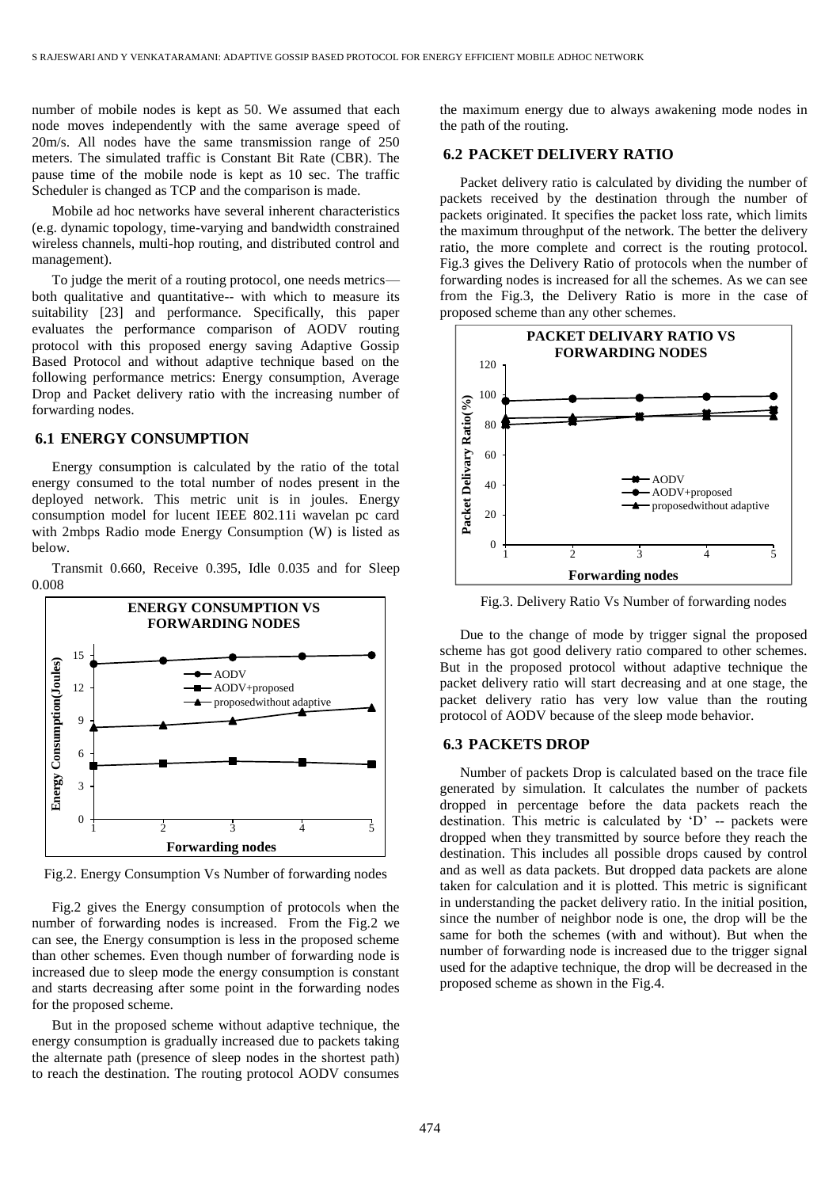number of mobile nodes is kept as 50. We assumed that each node moves independently with the same average speed of 20m/s. All nodes have the same transmission range of 250 meters. The simulated traffic is Constant Bit Rate (CBR). The pause time of the mobile node is kept as 10 sec. The traffic Scheduler is changed as TCP and the comparison is made.

Mobile ad hoc networks have several inherent characteristics (e.g. dynamic topology, time-varying and bandwidth constrained wireless channels, multi-hop routing, and distributed control and management).

To judge the merit of a routing protocol, one needs metrics—both qualitative and quantitative-- with which to measure its suitability [23] and performance. Specifically, this paper evaluates the performance comparison of AODV routing protocol with this proposed energy saving Adaptive Gossip Based Protocol and without adaptive technique based on the following performance metrics: Energy consumption, Average Drop and Packet delivery ratio with the increasing number of forwarding nodes.

## 6.1 ENERGY CONSUMPTION

Energy consumption is calculated by the ratio of the total energy consumed to the total number of nodes present in the deployed network. This metric unit is in joules. Energy consumption model for lucent IEEE 802.11i wavelan pc card with 2mbps Radio mode Energy Consumption (W) is listed as below.

Transmit 0.660, Receive 0.395, Idle 0.035 and for Sleep 0.008

Fig.2. Energy Consumption Vs Number of forwarding nodes

Fig.2 gives the Energy consumption of protocols when the number of forwarding nodes is increased. From the Fig.2 we can see, the Energy consumption is less in the proposed scheme than other schemes. Even though number of forwarding node is increased due to sleep mode the energy consumption is constant and starts decreasing after some point in the forwarding nodes for the proposed scheme.

But in the proposed scheme without adaptive technique, the energy consumption is gradually increased due to packets taking the alternate path (presence of sleep nodes in the shortest path) to reach the destination. The routing protocol AODV consumes the maximum energy due to always awakening mode nodes in the path of the routing.

## 6.2 PACKET DELIVERY RATIO

Packet delivery ratio is calculated by dividing the number of packets received by the destination through the number of packets originated. It specifies the packet loss rate, which limits the maximum throughput of the network. The better the delivery ratio, the more complete and correct is the routing protocol. Fig.3 gives the Delivery Ratio of protocols when the number of forwarding nodes is increased for all the schemes. As we can see from the Fig.3, the Delivery Ratio is more in the case of proposed scheme than any other schemes.

Fig.3. Delivery Ratio Vs Number of forwarding nodes

Due to the change of mode by trigger signal the proposed scheme has got good delivery ratio compared to other schemes. But in the proposed protocol without adaptive technique the packet delivery ratio will start decreasing and at one stage, the packet delivery ratio has very low value than the routing protocol of AODV because of the sleep mode behavior.

## 6.3 PACKETS DROP

Number of packets Drop is calculated based on the trace file generated by simulation. It calculates the number of packets dropped in percentage before the data packets reach the destination. This metric is calculated by 'D' -- packets were dropped when they transmitted by source before they reach the destination. This includes all possible drops caused by control and as well as data packets. But dropped data packets are alone taken for calculation and it is plotted. This metric is significant in understanding the packet delivery ratio. In the initial position, since the number of neighbor node is one, the drop will be the same for both the schemes (with and without). But when the number of forwarding node is increased due to the trigger signal used for the adaptive technique, the drop will be decreased in the proposed scheme as shown in the Fig.4.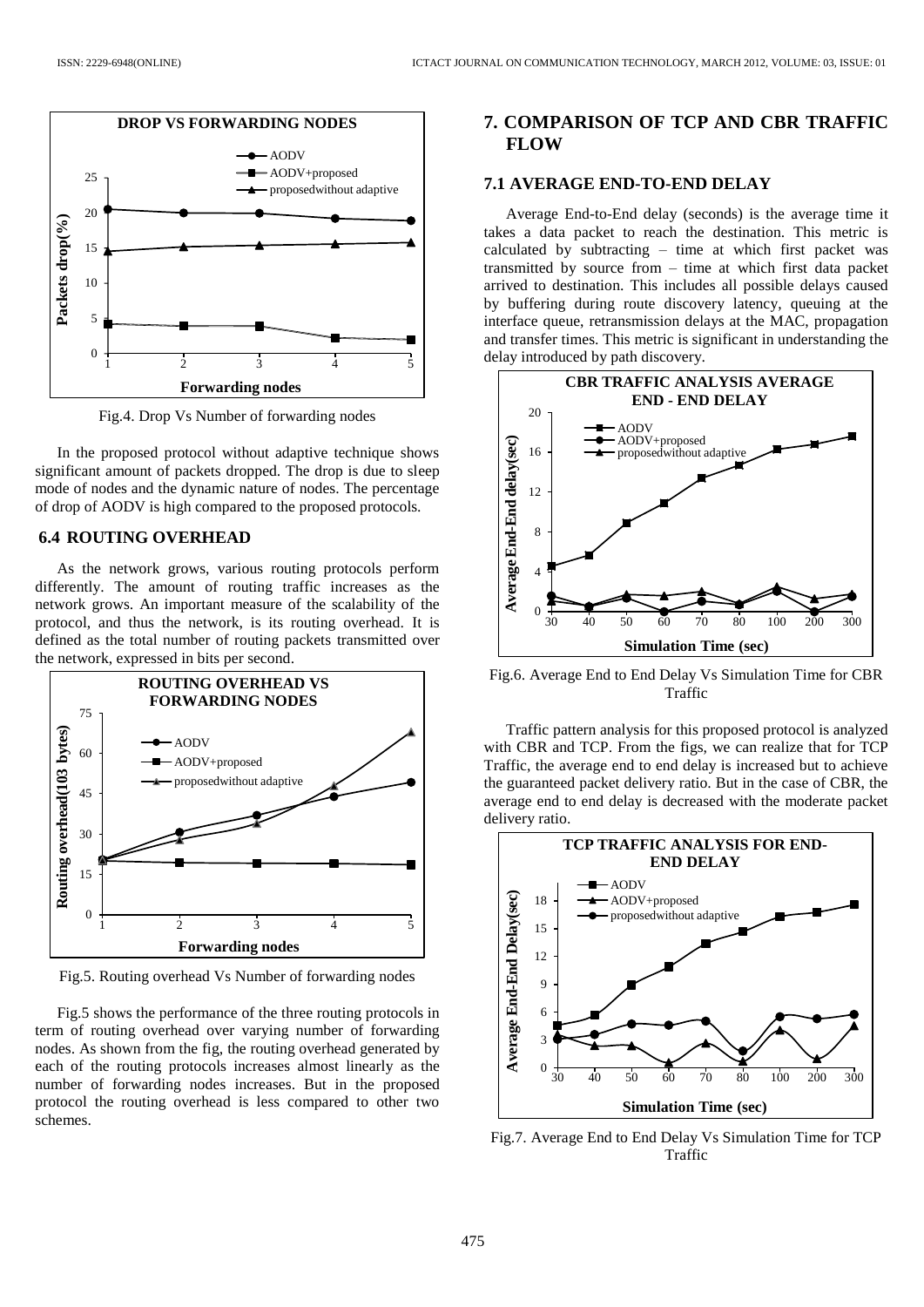Fig.4. Drop Vs Number of forwarding nodes

In the proposed protocol without adaptive technique shows significant amount of packets dropped. The drop is due to sleep mode of nodes and the dynamic nature of nodes. The percentage of drop of AODV is high compared to the proposed protocols.

### 6.4 ROUTING OVERHEAD

As the network grows, various routing protocols perform differently. The amount of routing traffic increases as the network grows. An important measure of the scalability of the protocol, and thus the network, is its routing overhead. It is defined as the total number of routing packets transmitted over the network, expressed in bits per second.

Fig.5. Routing overhead Vs Number of forwarding nodes

Fig.5 shows the performance of the three routing protocols in term of routing overhead over varying number of forwarding nodes. As shown from the fig, the routing overhead generated by each of the routing protocols increases almost linearly as the number of forwarding nodes increases. But in the proposed protocol the routing overhead is less compared to other two schemes.

## 7. COMPARISON OF TCP AND CBR TRAFFIC FLOW

### 7.1 AVERAGE END-TO-END DELAY

Average End-to-End delay (seconds) is the average time it takes a data packet to reach the destination. This metric is calculated by subtracting – time at which first packet was transmitted by source from – time at which first data packet arrived to destination. This includes all possible delays caused by buffering during route discovery latency, queuing at the interface queue, retransmission delays at the MAC, propagation and transfer times. This metric is significant in understanding the delay introduced by path discovery.

Fig.6. Average End to End Delay Vs Simulation Time for CBR Traffic

Traffic pattern analysis for this proposed protocol is analyzed with CBR and TCP. From the figs, we can realize that for TCP Traffic, the average end to end delay is increased but to achieve the guaranteed packet delivery ratio. But in the case of CBR, the average end to end delay is decreased with the moderate packet delivery ratio.

Fig.7. Average End to End Delay Vs Simulation Time for TCP Traffic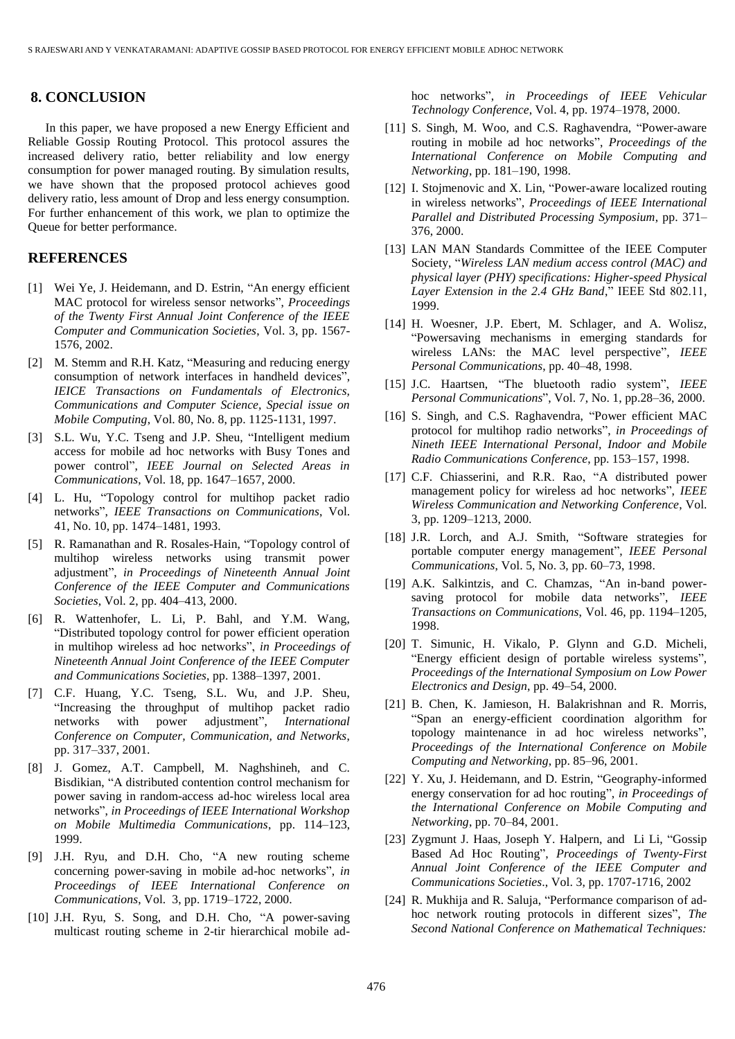## 8. CONCLUSION

In this paper, we have proposed a new Energy Efficient and Reliable Gossip Routing Protocol. This protocol assures the increased delivery ratio, better reliability and low energy consumption for power managed routing. By simulation results, we have shown that the proposed protocol achieves good delivery ratio, less amount of Drop and less energy consumption. For further enhancement of this work, we plan to optimize the Queue for better performance.

## REFERENCES

[1] Wei Ye, J. Heidemann, and D. Estrin, "An energy efficient MAC protocol for wireless sensor networks", *Proceedings of the Twenty First Annual Joint Conference of the IEEE Computer and Communication Societies*, Vol. 3, pp. 1567-1576, 2002.

[2] M. Stemm and R.H. Katz, "Measuring and reducing energy consumption of network interfaces in handheld devices", *IEICE Transactions on Fundamentals of Electronics, Communications and Computer Science, Special issue on Mobile Computing*, Vol. 80, No. 8, pp. 1125-1131, 1997.

[3] S.L. Wu, Y.C. Tseng and J.P. Sheu, "Intelligent medium access for mobile ad hoc networks with Busy Tones and power control", *IEEE Journal on Selected Areas in Communications*, Vol. 18, pp. 1647–1657, 2000.

[4] L. Hu, "Topology control for multihop packet radio networks", *IEEE Transactions on Communications*, Vol. 41, No. 10, pp. 1474–1481, 1993.

[5] R. Ramanathan and R. Rosales-Hain, "Topology control of multihop wireless networks using transmit power adjustment", *in Proceedings of Nineteenth Annual Joint Conference of the IEEE Computer and Communications Societies*, Vol. 2, pp. 404–413, 2000.

[6] R. Wattenhofer, L. Li, P. Bahl, and Y.M. Wang, "Distributed topology control for power efficient operation in multihop wireless ad hoc networks", *in Proceedings of Nineteenth Annual Joint Conference of the IEEE Computer and Communications Societies*, pp. 1388–1397, 2001.

[7] C.F. Huang, Y.C. Tseng, S.L. Wu, and J.P. Sheu, "Increasing the throughput of multihop packet radio networks with power adjustment", *International Conference on Computer, Communication, and Networks*, pp. 317–337, 2001.

[8] J. Gomez, A.T. Campbell, M. Naghshineh, and C. Bisdikian, "A distributed contention control mechanism for power saving in random-access ad-hoc wireless local area networks", *in Proceedings of IEEE International Workshop on Mobile Multimedia Communications*, pp. 114–123, 1999.

[9] J.H. Ryu, and D.H. Cho, "A new routing scheme concerning power-saving in mobile ad-hoc networks", *in Proceedings of IEEE International Conference on Communications*, Vol. 3, pp. 1719–1722, 2000.

[10] J.H. Ryu, S. Song, and D.H. Cho, "A power-saving multicast routing scheme in 2-tir hierarchical mobile ad-hoc networks", *in Proceedings of IEEE Vehicular Technology Conference*, Vol. 4, pp. 1974–1978, 2000.

[11] S. Singh, M. Woo, and C.S. Raghavendra, "Power-aware routing in mobile ad hoc networks", *Proceedings of the International Conference on Mobile Computing and Networking*, pp. 181–190, 1998.

[12] I. Stojmenovic and X. Lin, "Power-aware localized routing in wireless networks", *Proceedings of IEEE International Parallel and Distributed Processing Symposium*, pp. 371–376, 2000.

[13] LAN MAN Standards Committee of the IEEE Computer Society, "*Wireless LAN medium access control (MAC) and physical layer (PHY) specifications: Higher-speed Physical Layer Extension in the 2.4 GHz Band*," IEEE Std 802.11, 1999.

[14] H. Woesner, J.P. Ebert, M. Schlager, and A. Wolisz, "Powersaving mechanisms in emerging standards for wireless LANs: the MAC level perspective", *IEEE Personal Communications*, pp. 40–48, 1998.

[15] J.C. Haartsen, "The bluetooth radio system", *IEEE Personal Communications*", Vol. 7, No. 1, pp.28–36, 2000.

[16] S. Singh, and C.S. Raghavendra, "Power efficient MAC protocol for multihop radio networks", *in Proceedings of Nineth IEEE International Personal, Indoor and Mobile Radio Communications Conference*, pp. 153–157, 1998.

[17] C.F. Chiasserini, and R.R. Rao, "A distributed power management policy for wireless ad hoc networks", *IEEE Wireless Communication and Networking Conference*, Vol. 3, pp. 1209–1213, 2000.

[18] J.R. Lorch, and A.J. Smith, "Software strategies for portable computer energy management", *IEEE Personal Communications*, Vol. 5, No. 3, pp. 60–73, 1998.

[19] A.K. Salkintzis, and C. Chamzas, "An in-band power-saving protocol for mobile data networks", *IEEE Transactions on Communications*, Vol. 46, pp. 1194–1205, 1998.

[20] T. Simunic, H. Vikalo, P. Glynn and G.D. Micheli, "Energy efficient design of portable wireless systems", *Proceedings of the International Symposium on Low Power Electronics and Design*, pp. 49–54, 2000.

[21] B. Chen, K. Jamieson, H. Balakrishnan and R. Morris, "Span an energy-efficient coordination algorithm for topology maintenance in ad hoc wireless networks", *Proceedings of the International Conference on Mobile Computing and Networking*, pp. 85–96, 2001.

[22] Y. Xu, J. Heidemann, and D. Estrin, "Geography-informed energy conservation for ad hoc routing", *in Proceedings of the International Conference on Mobile Computing and Networking*, pp. 70–84, 2001.

[23] Zygmunt J. Haas, Joseph Y. Halpern, and Li Li, "Gossip Based Ad Hoc Routing", *Proceedings of Twenty-First Annual Joint Conference of the IEEE Computer and Communications Societies*., Vol. 3, pp. 1707-1716, 2002

[24] R. Mukhija and R. Saluja, "Performance comparison of ad-hoc network routing protocols in different sizes", *The Second National Conference on Mathematical Techniques:*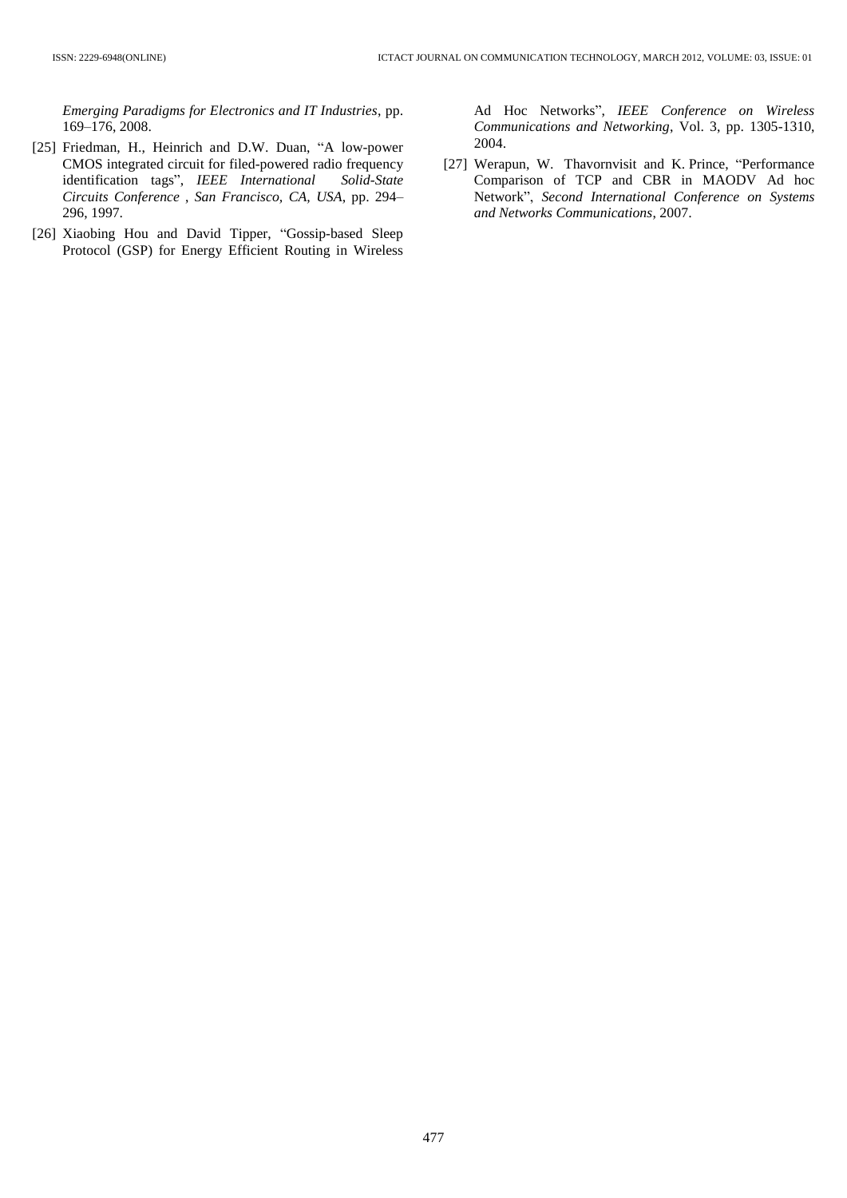*Emerging Paradigms for Electronics and IT Industries*, pp. 169–176, 2008.

[25] Friedman, H., Heinrich and D.W. Duan, "A low-power CMOS integrated circuit for filed-powered radio frequency identification tags", *IEEE International Solid-State Circuits Conference* , *San Francisco, CA, USA*, pp. 294–296, 1997.

[26] Xiaobing Hou and David Tipper, "Gossip-based Sleep Protocol (GSP) for Energy Efficient Routing in Wireless Ad Hoc Networks", *IEEE Conference on Wireless Communications and Networking*, Vol. 3, pp. 1305-1310, 2004.

[27] Werapun, W. Thavornvisit and K. Prince, "Performance Comparison of TCP and CBR in MAODV Ad hoc Network", *Second International Conference on Systems and Networks Communications*, 2007.